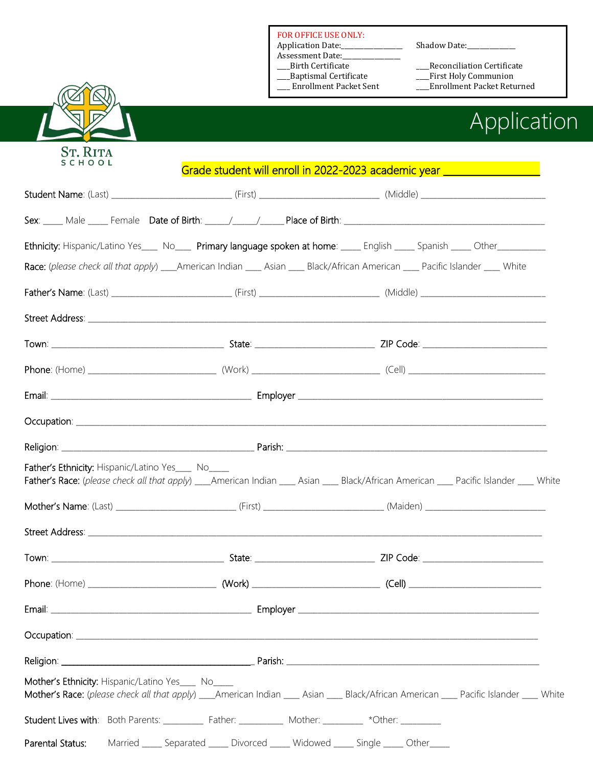**FOR OFFICE USE ONLY:**
Application Date:_______________ Shadow Date:____________
Assessment Date:_______________
___Birth Certificate ___Reconciliation Certificate
___Baptismal Certificate ___First Holy Communion
___ Enrollment Packet Sent ___Enrollment Packet Returned

ST. RITA SCHOOL

# Application

**Grade student will enroll in 2022-2023 academic year ________________**

Student Name: (Last) _________________________ (First) _________________________ (Middle) __________________________

Sex: ____ Male ____ Female Date of Birth: _____/_____/_____ Place of Birth: ____________________________________________

Ethnicity: Hispanic/Latino Yes___ No___ Primary language spoken at home: ____ English ____ Spanish ____ Other__________

Race: (*please check all that apply*) ___American Indian ___ Asian ___ Black/African American ___ Pacific Islander ___ White

Father's Name: (Last) _________________________ (First) _________________________ (Middle) __________________________

Street Address: ___________________________________________________________________________________________

Town: ____________________________________ State: _________________________ ZIP Code: __________________________

Phone: (Home) ___________________________ (Work) ___________________________ (Cell) ____________________________

Email: __________________________________________ Employer ___________________________________________________

Occupation: _______________________________________________________________________________________________

Religion: _________________________________________ Parish: ____________________________________________________

Father's Ethnicity: Hispanic/Latino Yes___ No____
Father's Race: (*please check all that apply*) ___American Indian ___ Asian ___ Black/African American ___ Pacific Islander ___ White

Mother's Name: (Last) _________________________ (First) _________________________ (Maiden) __________________________

Street Address: ___________________________________________________________________________________________

Town: ____________________________________ State: _________________________ ZIP Code: __________________________

Phone: (Home) ___________________________ (Work) ___________________________ (Cell) ____________________________

Email: __________________________________________ Employer ___________________________________________________

Occupation: _______________________________________________________________________________________________

Religion: _________________________________________ Parish: ____________________________________________________

Mother's Ethnicity: Hispanic/Latino Yes___ No____
Mother's Race: (*please check all that apply*) ___American Indian ___ Asian ___ Black/African American ___ Pacific Islander ___ White

Student Lives with: Both Parents: _________ Father: _________ Mother: _________ *Other: _________

Parental Status: Married ____ Separated ____ Divorced ____ Widowed ____ Single ____ Other____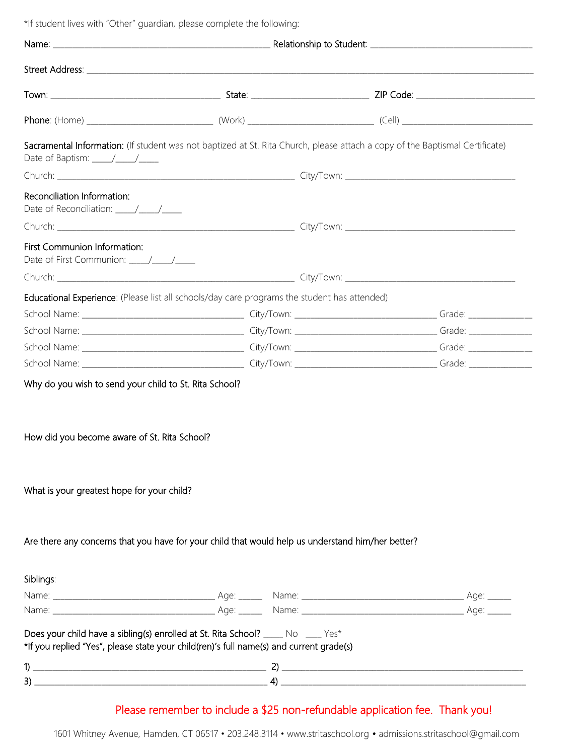*If student lives with "Other" guardian, please complete the following:

Name: ______________________________________________ Relationship to Student: ________________________________

Street Address: ______________________________________________________________________________________

Town: ________________________________ State: _________________________ ZIP Code: _________________________

Phone: (Home) ___________________________ (Work) ___________________________ (Cell) ___________________________

**Sacramental Information:** (If student was not baptized at St. Rita Church, please attach a copy of the Baptismal Certificate)
Date of Baptism: ____/____/____

Church: ____________________________________________ City/Town: ____________________________________

**Reconciliation Information:**
Date of Reconciliation: ____/____/____

Church: ____________________________________________ City/Town: ____________________________________

**First Communion Information:**
Date of First Communion: ____/____/____

Church: ____________________________________________ City/Town: ____________________________________

**Educational Experience**: (Please list all schools/day care programs the student has attended)

School Name: ______________________________ City/Town: ______________________________ Grade: _____________

School Name: ______________________________ City/Town: ______________________________ Grade: _____________

School Name: ______________________________ City/Town: ______________________________ Grade: _____________

School Name: ______________________________ City/Town: ______________________________ Grade: _____________

Why do you wish to send your child to St. Rita School?

How did you become aware of St. Rita School?

What is your greatest hope for your child?

Are there any concerns that you have for your child that would help us understand him/her better?

Siblings:

Name: ______________________________ Age: _____ Name: ______________________________ Age: _____

Name: ______________________________ Age: _____ Name: ______________________________ Age: _____

Does your child have a sibling(s) enrolled at St. Rita School? ____ No ____ Yes*
*If you replied "Yes", please state your child(ren)'s full name(s) and current grade(s)

1) ____________________________________________ 2) ____________________________________________

3) ____________________________________________ 4) ____________________________________________

Please remember to include a $25 non-refundable application fee. Thank you!

1601 Whitney Avenue, Hamden, CT 06517 • 203.248.3114 • www.stritaschool.org • admissions.stritaschool@gmail.com